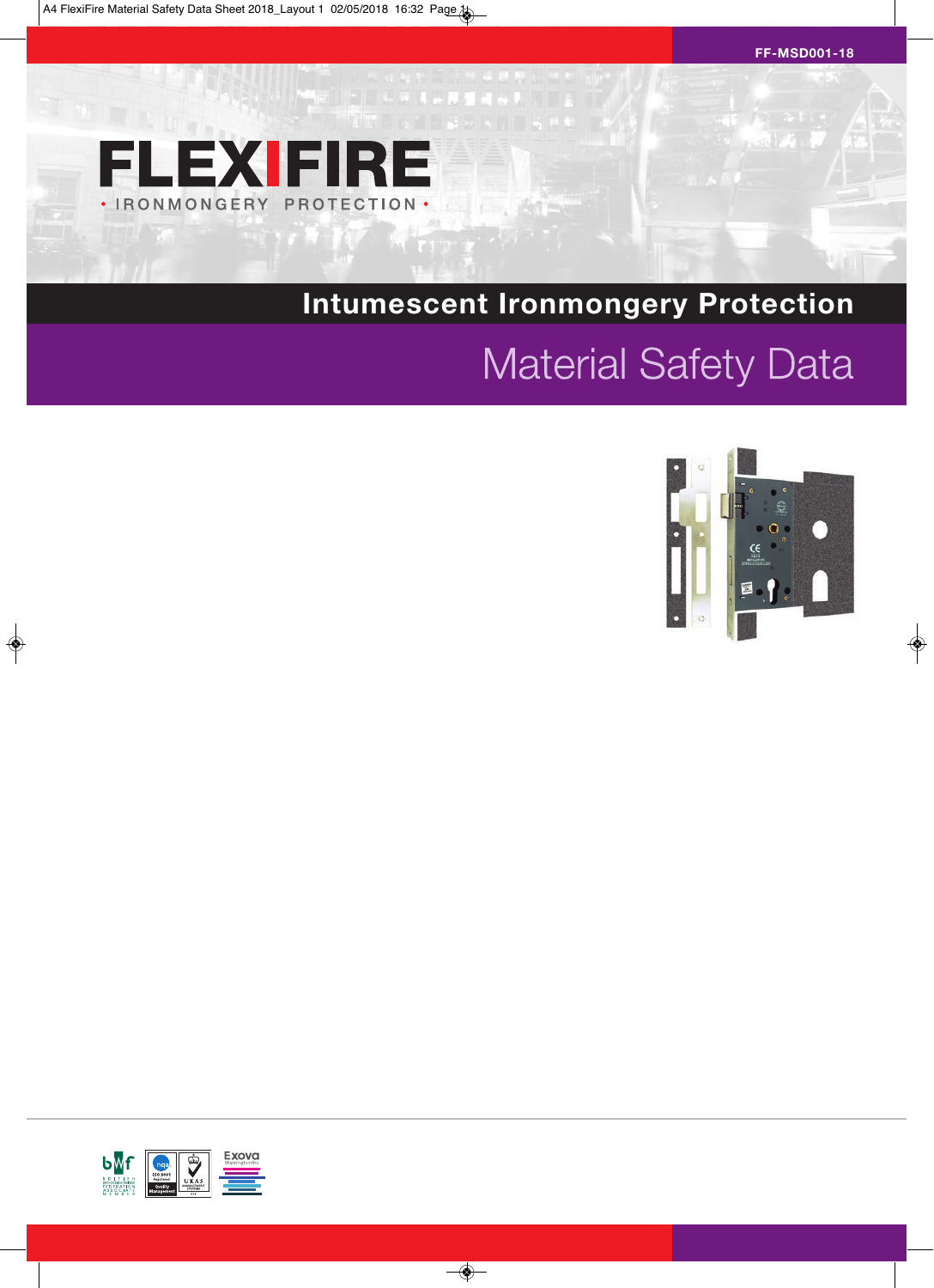FF-MSD001-18

# FLEXIFIRE

• IRONMONGERY PROTECTION •

## Intumescent Ironmongery Protection

# Material Safety Data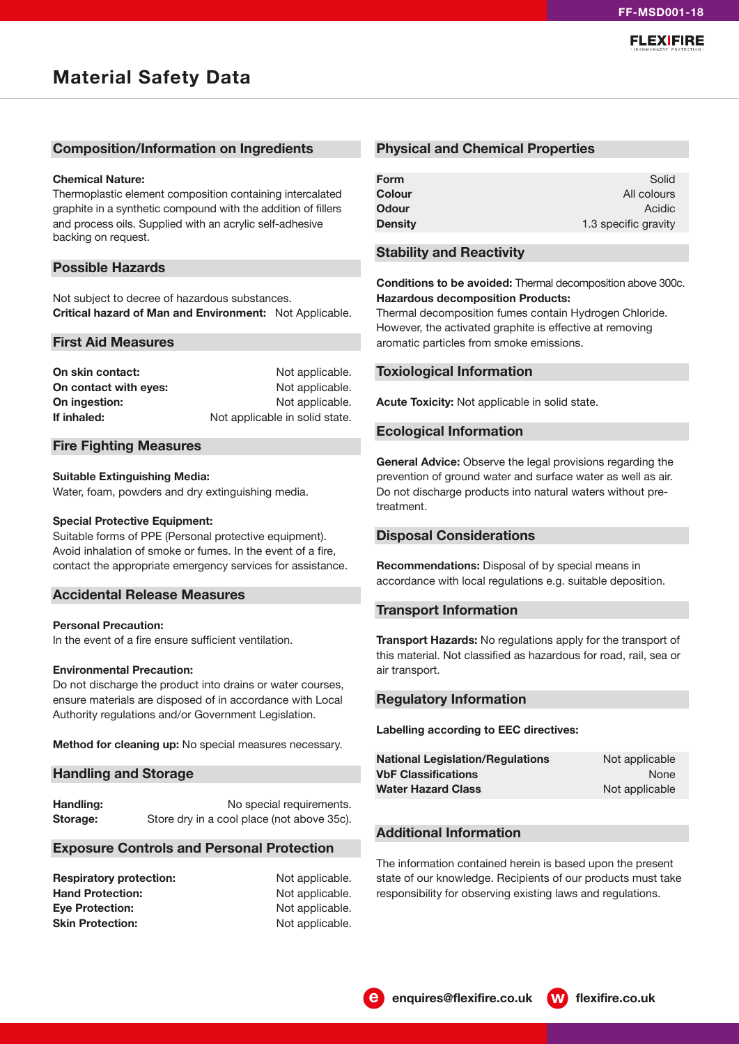# Material Safety Data

## Composition/Information on Ingredients

**Chemical Nature:**
Thermoplastic element composition containing intercalated graphite in a synthetic compound with the addition of fillers and process oils. Supplied with an acrylic self-adhesive backing on request.

## Possible Hazards

Not subject to decree of hazardous substances.
**Critical hazard of Man and Environment:** Not Applicable.

## First Aid Measures

| | |
|---|---|
| **On skin contact:** | Not applicable. |
| **On contact with eyes:** | Not applicable. |
| **On ingestion:** | Not applicable. |
| **If inhaled:** | Not applicable in solid state. |

## Fire Fighting Measures

**Suitable Extinguishing Media:**
Water, foam, powders and dry extinguishing media.

**Special Protective Equipment:**
Suitable forms of PPE (Personal protective equipment). Avoid inhalation of smoke or fumes. In the event of a fire, contact the appropriate emergency services for assistance.

## Accidental Release Measures

**Personal Precaution:**
In the event of a fire ensure sufficient ventilation.

**Environmental Precaution:**
Do not discharge the product into drains or water courses, ensure materials are disposed of in accordance with Local Authority regulations and/or Government Legislation.

**Method for cleaning up:** No special measures necessary.

## Handling and Storage

| | |
|---|---|
| **Handling:** | No special requirements. |
| **Storage:** | Store dry in a cool place (not above 35c). |

## Exposure Controls and Personal Protection

| | |
|---|---|
| **Respiratory protection:** | Not applicable. |
| **Hand Protection:** | Not applicable. |
| **Eye Protection:** | Not applicable. |
| **Skin Protection:** | Not applicable. |

## Physical and Chemical Properties

| | |
|---|---|
| **Form** | Solid |
| **Colour** | All colours |
| **Odour** | Acidic |
| **Density** | 1.3 specific gravity |

## Stability and Reactivity

**Conditions to be avoided:** Thermal decomposition above 300c.
**Hazardous decomposition Products:**
Thermal decomposition fumes contain Hydrogen Chloride. However, the activated graphite is effective at removing aromatic particles from smoke emissions.

## Toxiological Information

**Acute Toxicity:** Not applicable in solid state.

## Ecological Information

**General Advice:** Observe the legal provisions regarding the prevention of ground water and surface water as well as air. Do not discharge products into natural waters without pre-treatment.

## Disposal Considerations

**Recommendations:** Disposal of by special means in accordance with local regulations e.g. suitable deposition.

## Transport Information

**Transport Hazards:** No regulations apply for the transport of this material. Not classified as hazardous for road, rail, sea or air transport.

## Regulatory Information

**Labelling according to EEC directives:**

| | |
|---|---|
| **National Legislation/Regulations** | Not applicable |
| **VbF Classifications** | None |
| **Water Hazard Class** | Not applicable |

## Additional Information

The information contained herein is based upon the present state of our knowledge. Recipients of our products must take responsibility for observing existing laws and regulations.

enquires@flexifire.co.uk flexifire.co.uk